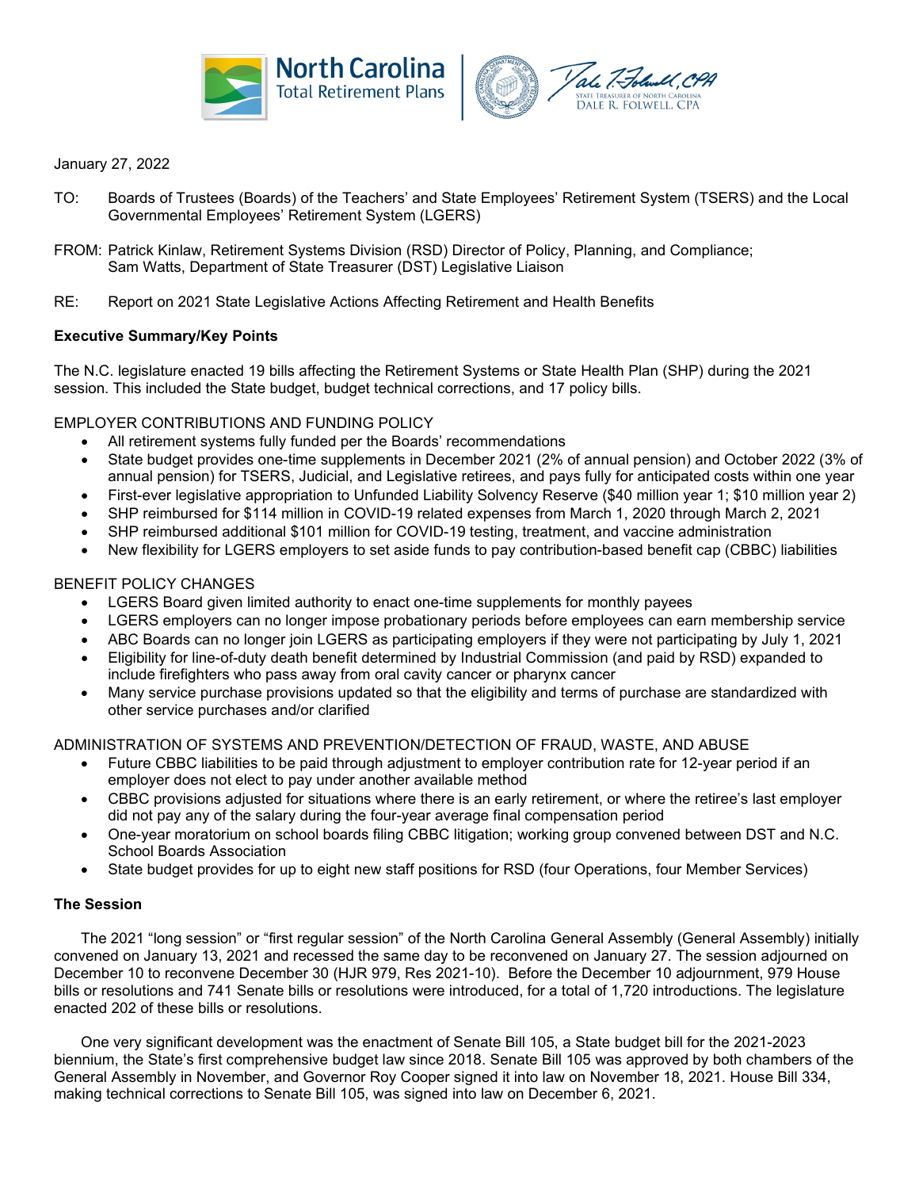January 27, 2022

TO: Boards of Trustees (Boards) of the Teachers' and State Employees' Retirement System (TSERS) and the Local Governmental Employees' Retirement System (LGERS)

FROM: Patrick Kinlaw, Retirement Systems Division (RSD) Director of Policy, Planning, and Compliance; Sam Watts, Department of State Treasurer (DST) Legislative Liaison

RE: Report on 2021 State Legislative Actions Affecting Retirement and Health Benefits

**Executive Summary/Key Points**

The N.C. legislature enacted 19 bills affecting the Retirement Systems or State Health Plan (SHP) during the 2021 session. This included the State budget, budget technical corrections, and 17 policy bills.

EMPLOYER CONTRIBUTIONS AND FUNDING POLICY

- All retirement systems fully funded per the Boards' recommendations
- State budget provides one-time supplements in December 2021 (2% of annual pension) and October 2022 (3% of annual pension) for TSERS, Judicial, and Legislative retirees, and pays fully for anticipated costs within one year
- First-ever legislative appropriation to Unfunded Liability Solvency Reserve ($40 million year 1; $10 million year 2)
- SHP reimbursed for $114 million in COVID-19 related expenses from March 1, 2020 through March 2, 2021
- SHP reimbursed additional $101 million for COVID-19 testing, treatment, and vaccine administration
- New flexibility for LGERS employers to set aside funds to pay contribution-based benefit cap (CBBC) liabilities

BENEFIT POLICY CHANGES

- LGERS Board given limited authority to enact one-time supplements for monthly payees
- LGERS employers can no longer impose probationary periods before employees can earn membership service
- ABC Boards can no longer join LGERS as participating employers if they were not participating by July 1, 2021
- Eligibility for line-of-duty death benefit determined by Industrial Commission (and paid by RSD) expanded to include firefighters who pass away from oral cavity cancer or pharynx cancer
- Many service purchase provisions updated so that the eligibility and terms of purchase are standardized with other service purchases and/or clarified

ADMINISTRATION OF SYSTEMS AND PREVENTION/DETECTION OF FRAUD, WASTE, AND ABUSE

- Future CBBC liabilities to be paid through adjustment to employer contribution rate for 12-year period if an employer does not elect to pay under another available method
- CBBC provisions adjusted for situations where there is an early retirement, or where the retiree's last employer did not pay any of the salary during the four-year average final compensation period
- One-year moratorium on school boards filing CBBC litigation; working group convened between DST and N.C. School Boards Association
- State budget provides for up to eight new staff positions for RSD (four Operations, four Member Services)

**The Session**

The 2021 "long session" or "first regular session" of the North Carolina General Assembly (General Assembly) initially convened on January 13, 2021 and recessed the same day to be reconvened on January 27. The session adjourned on December 10 to reconvene December 30 (HJR 979, Res 2021-10). Before the December 10 adjournment, 979 House bills or resolutions and 741 Senate bills or resolutions were introduced, for a total of 1,720 introductions. The legislature enacted 202 of these bills or resolutions.

One very significant development was the enactment of Senate Bill 105, a State budget bill for the 2021-2023 biennium, the State's first comprehensive budget law since 2018. Senate Bill 105 was approved by both chambers of the General Assembly in November, and Governor Roy Cooper signed it into law on November 18, 2021. House Bill 334, making technical corrections to Senate Bill 105, was signed into law on December 6, 2021.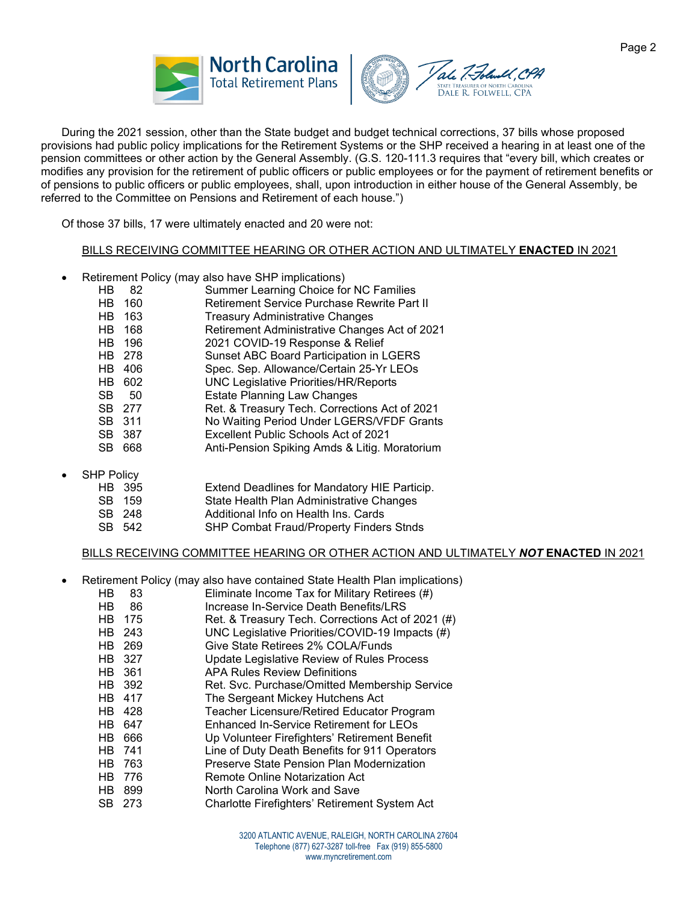During the 2021 session, other than the State budget and budget technical corrections, 37 bills whose proposed provisions had public policy implications for the Retirement Systems or the SHP received a hearing in at least one of the pension committees or other action by the General Assembly. (G.S. 120-111.3 requires that "every bill, which creates or modifies any provision for the retirement of public officers or public employees or for the payment of retirement benefits or of pensions to public officers or public employees, shall, upon introduction in either house of the General Assembly, be referred to the Committee on Pensions and Retirement of each house.")

Of those 37 bills, 17 were ultimately enacted and 20 were not:

<u>BILLS RECEIVING COMMITTEE HEARING OR OTHER ACTION AND ULTIMATELY **ENACTED** IN 2021</u>

- Retirement Policy (may also have SHP implications)

| | |
|---|---|
| HB 82 | Summer Learning Choice for NC Families |
| HB 160 | Retirement Service Purchase Rewrite Part II |
| HB 163 | Treasury Administrative Changes |
| HB 168 | Retirement Administrative Changes Act of 2021 |
| HB 196 | 2021 COVID-19 Response & Relief |
| HB 278 | Sunset ABC Board Participation in LGERS |
| HB 406 | Spec. Sep. Allowance/Certain 25-Yr LEOs |
| HB 602 | UNC Legislative Priorities/HR/Reports |
| SB 50 | Estate Planning Law Changes |
| SB 277 | Ret. & Treasury Tech. Corrections Act of 2021 |
| SB 311 | No Waiting Period Under LGERS/VFDF Grants |
| SB 387 | Excellent Public Schools Act of 2021 |
| SB 668 | Anti-Pension Spiking Amds & Litig. Moratorium |

- SHP Policy

| | |
|---|---|
| HB 395 | Extend Deadlines for Mandatory HIE Particip. |
| SB 159 | State Health Plan Administrative Changes |
| SB 248 | Additional Info on Health Ins. Cards |
| SB 542 | SHP Combat Fraud/Property Finders Stnds |

<u>BILLS RECEIVING COMMITTEE HEARING OR OTHER ACTION AND ULTIMATELY ***NOT*** **ENACTED** IN 2021</u>

- Retirement Policy (may also have contained State Health Plan implications)

| | |
|---|---|
| HB 83 | Eliminate Income Tax for Military Retirees (#) |
| HB 86 | Increase In-Service Death Benefits/LRS |
| HB 175 | Ret. & Treasury Tech. Corrections Act of 2021 (#) |
| HB 243 | UNC Legislative Priorities/COVID-19 Impacts (#) |
| HB 269 | Give State Retirees 2% COLA/Funds |
| HB 327 | Update Legislative Review of Rules Process |
| HB 361 | APA Rules Review Definitions |
| HB 392 | Ret. Svc. Purchase/Omitted Membership Service |
| HB 417 | The Sergeant Mickey Hutchens Act |
| HB 428 | Teacher Licensure/Retired Educator Program |
| HB 647 | Enhanced In-Service Retirement for LEOs |
| HB 666 | Up Volunteer Firefighters' Retirement Benefit |
| HB 741 | Line of Duty Death Benefits for 911 Operators |
| HB 763 | Preserve State Pension Plan Modernization |
| HB 776 | Remote Online Notarization Act |
| HB 899 | North Carolina Work and Save |
| SB 273 | Charlotte Firefighters' Retirement System Act |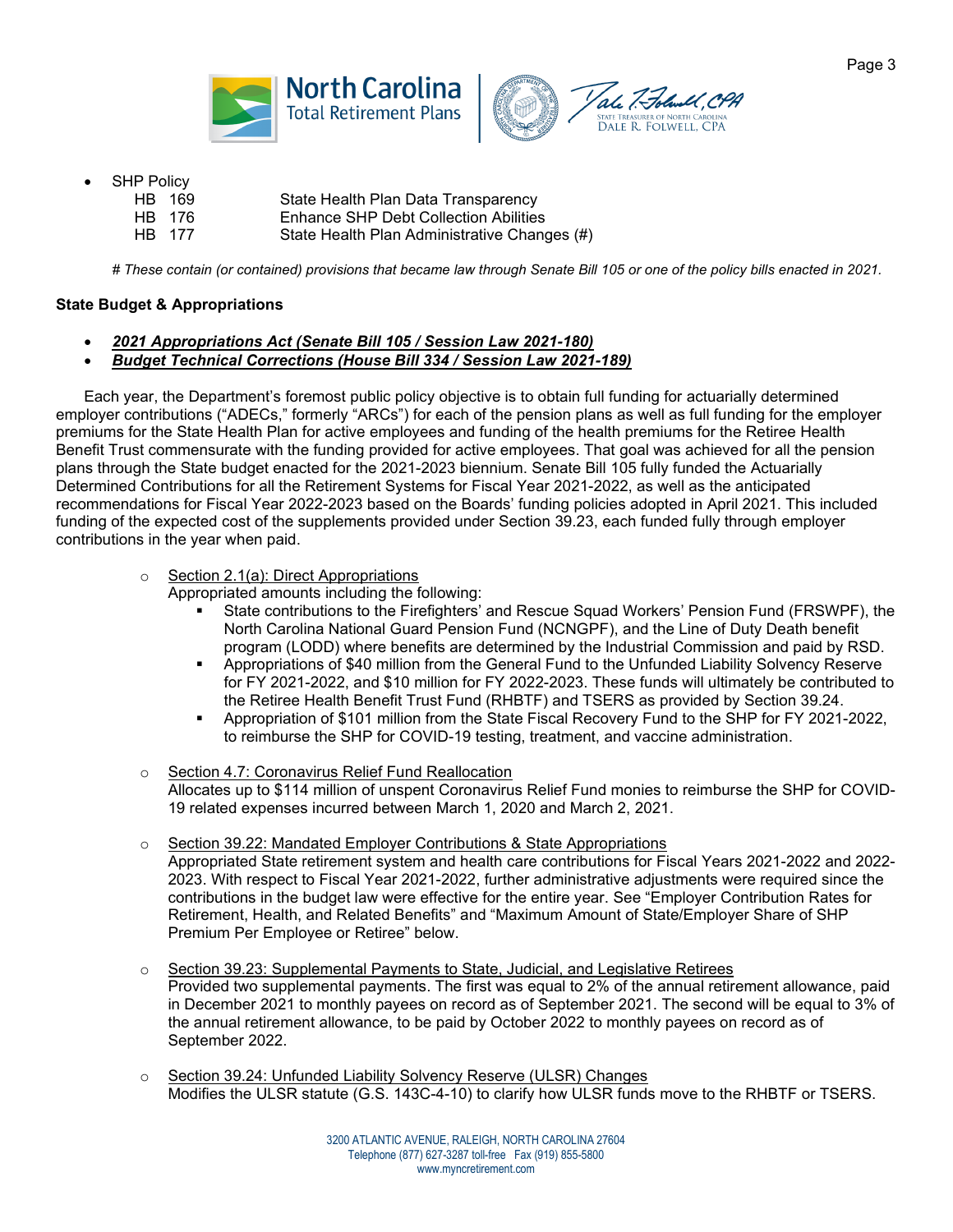- SHP Policy

| | |
|---|---|
| HB 169 | State Health Plan Data Transparency |
| HB 176 | Enhance SHP Debt Collection Abilities |
| HB 177 | State Health Plan Administrative Changes (#) |

*# These contain (or contained) provisions that became law through Senate Bill 105 or one of the policy bills enacted in 2021.*

**State Budget & Appropriations**

- ***2021 Appropriations Act (Senate Bill 105 / Session Law 2021-180)***
- ***Budget Technical Corrections (House Bill 334 / Session Law 2021-189)***

Each year, the Department's foremost public policy objective is to obtain full funding for actuarially determined employer contributions ("ADECs," formerly "ARCs") for each of the pension plans as well as full funding for the employer premiums for the State Health Plan for active employees and funding of the health premiums for the Retiree Health Benefit Trust commensurate with the funding provided for active employees. That goal was achieved for all the pension plans through the State budget enacted for the 2021-2023 biennium. Senate Bill 105 fully funded the Actuarially Determined Contributions for all the Retirement Systems for Fiscal Year 2021-2022, as well as the anticipated recommendations for Fiscal Year 2022-2023 based on the Boards' funding policies adopted in April 2021. This included funding of the expected cost of the supplements provided under Section 39.23, each funded fully through employer contributions in the year when paid.

- Section 2.1(a): Direct Appropriations
  Appropriated amounts including the following:
  - State contributions to the Firefighters' and Rescue Squad Workers' Pension Fund (FRSWPF), the North Carolina National Guard Pension Fund (NCNGPF), and the Line of Duty Death benefit program (LODD) where benefits are determined by the Industrial Commission and paid by RSD.
  - Appropriations of $40 million from the General Fund to the Unfunded Liability Solvency Reserve for FY 2021-2022, and $10 million for FY 2022-2023. These funds will ultimately be contributed to the Retiree Health Benefit Trust Fund (RHBTF) and TSERS as provided by Section 39.24.
  - Appropriation of $101 million from the State Fiscal Recovery Fund to the SHP for FY 2021-2022, to reimburse the SHP for COVID-19 testing, treatment, and vaccine administration.

- Section 4.7: Coronavirus Relief Fund Reallocation
  Allocates up to $114 million of unspent Coronavirus Relief Fund monies to reimburse the SHP for COVID-19 related expenses incurred between March 1, 2020 and March 2, 2021.

- Section 39.22: Mandated Employer Contributions & State Appropriations
  Appropriated State retirement system and health care contributions for Fiscal Years 2021-2022 and 2022-2023. With respect to Fiscal Year 2021-2022, further administrative adjustments were required since the contributions in the budget law were effective for the entire year. See "Employer Contribution Rates for Retirement, Health, and Related Benefits" and "Maximum Amount of State/Employer Share of SHP Premium Per Employee or Retiree" below.

- Section 39.23: Supplemental Payments to State, Judicial, and Legislative Retirees
  Provided two supplemental payments. The first was equal to 2% of the annual retirement allowance, paid in December 2021 to monthly payees on record as of September 2021. The second will be equal to 3% of the annual retirement allowance, to be paid by October 2022 to monthly payees on record as of September 2022.

- Section 39.24: Unfunded Liability Solvency Reserve (ULSR) Changes
  Modifies the ULSR statute (G.S. 143C-4-10) to clarify how ULSR funds move to the RHBTF or TSERS.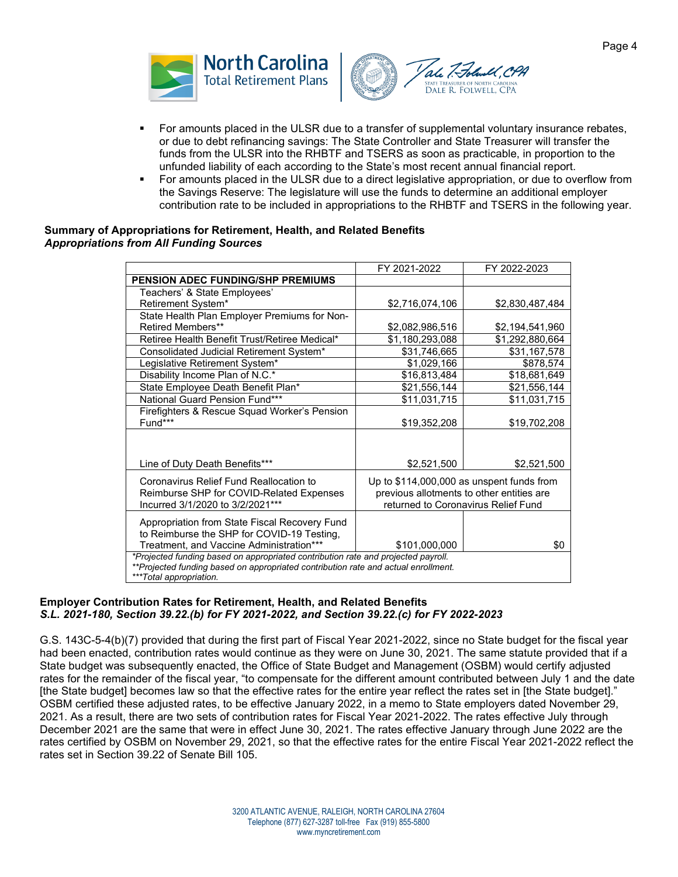- For amounts placed in the ULSR due to a transfer of supplemental voluntary insurance rebates, or due to debt refinancing savings: The State Controller and State Treasurer will transfer the funds from the ULSR into the RHBTF and TSERS as soon as practicable, in proportion to the unfunded liability of each according to the State's most recent annual financial report.
- For amounts placed in the ULSR due to a direct legislative appropriation, or due to overflow from the Savings Reserve: The legislature will use the funds to determine an additional employer contribution rate to be included in appropriations to the RHBTF and TSERS in the following year.

**Summary of Appropriations for Retirement, Health, and Related Benefits**
***Appropriations from All Funding Sources***

| | FY 2021-2022 | FY 2022-2023 |
|---|---|---|
| **PENSION ADEC FUNDING/SHP PREMIUMS** | | |
| Teachers' & State Employees' Retirement System* | $2,716,074,106 | $2,830,487,484 |
| State Health Plan Employer Premiums for Non-Retired Members** | $2,082,986,516 | $2,194,541,960 |
| Retiree Health Benefit Trust/Retiree Medical* | $1,180,293,088 | $1,292,880,664 |
| Consolidated Judicial Retirement System* | $31,746,665 | $31,167,578 |
| Legislative Retirement System* | $1,029,166 | $878,574 |
| Disability Income Plan of N.C.* | $16,813,484 | $18,681,649 |
| State Employee Death Benefit Plan* | $21,556,144 | $21,556,144 |
| National Guard Pension Fund*** | $11,031,715 | $11,031,715 |
| Firefighters & Rescue Squad Worker's Pension Fund*** | $19,352,208 | $19,702,208 |
| Line of Duty Death Benefits*** | $2,521,500 | $2,521,500 |
| Coronavirus Relief Fund Reallocation to Reimburse SHP for COVID-Related Expenses Incurred 3/1/2020 to 3/2/2021*** | Up to $114,000,000 as unspent funds from previous allotments to other entities are returned to Coronavirus Relief Fund | |
| Appropriation from State Fiscal Recovery Fund to Reimburse the SHP for COVID-19 Testing, Treatment, and Vaccine Administration*** | $101,000,000 | $0 |

*\*Projected funding based on appropriated contribution rate and projected payroll.*
*\*\*Projected funding based on appropriated contribution rate and actual enrollment.*
*\*\*\*Total appropriation.*

**Employer Contribution Rates for Retirement, Health, and Related Benefits**
***S.L. 2021-180, Section 39.22.(b) for FY 2021-2022, and Section 39.22.(c) for FY 2022-2023***

G.S. 143C-5-4(b)(7) provided that during the first part of Fiscal Year 2021-2022, since no State budget for the fiscal year had been enacted, contribution rates would continue as they were on June 30, 2021. The same statute provided that if a State budget was subsequently enacted, the Office of State Budget and Management (OSBM) would certify adjusted rates for the remainder of the fiscal year, "to compensate for the different amount contributed between July 1 and the date [the State budget] becomes law so that the effective rates for the entire year reflect the rates set in [the State budget]." OSBM certified these adjusted rates, to be effective January 2022, in a memo to State employers dated November 29, 2021. As a result, there are two sets of contribution rates for Fiscal Year 2021-2022. The rates effective July through December 2021 are the same that were in effect June 30, 2021. The rates effective January through June 2022 are the rates certified by OSBM on November 29, 2021, so that the effective rates for the entire Fiscal Year 2021-2022 reflect the rates set in Section 39.22 of Senate Bill 105.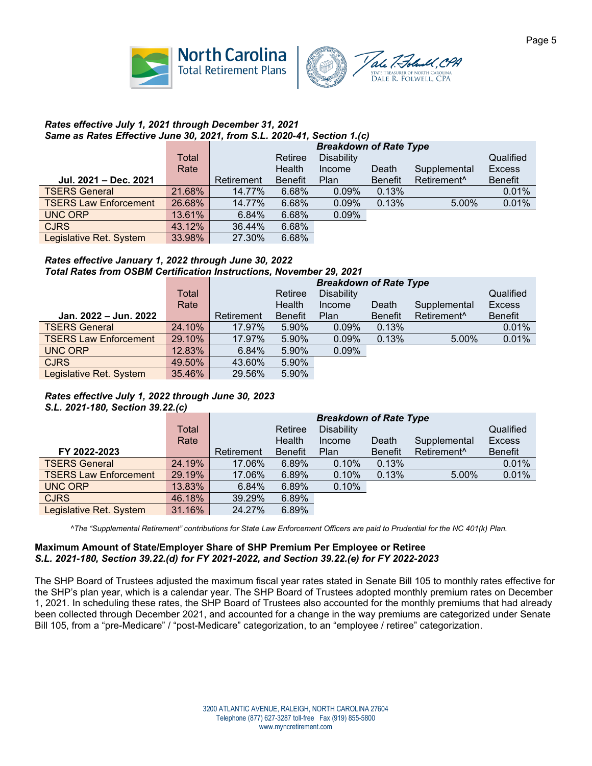***Rates effective July 1, 2021 through December 31, 2021***
***Same as Rates Effective June 30, 2021, from S.L. 2020-41, Section 1.(c)***

| Jul. 2021 – Dec. 2021 | Total Rate | *Breakdown of Rate Type* Retirement | Retiree Health Benefit | Disability Income Plan | Death Benefit | Supplemental Retirement^ | Qualified Excess Benefit |
|---|---|---|---|---|---|---|---|
| TSERS General | 21.68% | 14.77% | 6.68% | 0.09% | 0.13% | | 0.01% |
| TSERS Law Enforcement | 26.68% | 14.77% | 6.68% | 0.09% | 0.13% | 5.00% | 0.01% |
| UNC ORP | 13.61% | 6.84% | 6.68% | 0.09% | | | |
| CJRS | 43.12% | 36.44% | 6.68% | | | | |
| Legislative Ret. System | 33.98% | 27.30% | 6.68% | | | | |

***Rates effective January 1, 2022 through June 30, 2022***
***Total Rates from OSBM Certification Instructions, November 29, 2021***

| Jan. 2022 – Jun. 2022 | Total Rate | *Breakdown of Rate Type* Retirement | Retiree Health Benefit | Disability Income Plan | Death Benefit | Supplemental Retirement^ | Qualified Excess Benefit |
|---|---|---|---|---|---|---|---|
| TSERS General | 24.10% | 17.97% | 5.90% | 0.09% | 0.13% | | 0.01% |
| TSERS Law Enforcement | 29.10% | 17.97% | 5.90% | 0.09% | 0.13% | 5.00% | 0.01% |
| UNC ORP | 12.83% | 6.84% | 5.90% | 0.09% | | | |
| CJRS | 49.50% | 43.60% | 5.90% | | | | |
| Legislative Ret. System | 35.46% | 29.56% | 5.90% | | | | |

***Rates effective July 1, 2022 through June 30, 2023***
***S.L. 2021-180, Section 39.22.(c)***

| FY 2022-2023 | Total Rate | *Breakdown of Rate Type* Retirement | Retiree Health Benefit | Disability Income Plan | Death Benefit | Supplemental Retirement^ | Qualified Excess Benefit |
|---|---|---|---|---|---|---|---|
| TSERS General | 24.19% | 17.06% | 6.89% | 0.10% | 0.13% | | 0.01% |
| TSERS Law Enforcement | 29.19% | 17.06% | 6.89% | 0.10% | 0.13% | 5.00% | 0.01% |
| UNC ORP | 13.83% | 6.84% | 6.89% | 0.10% | | | |
| CJRS | 46.18% | 39.29% | 6.89% | | | | |
| Legislative Ret. System | 31.16% | 24.27% | 6.89% | | | | |

*^The "Supplemental Retirement" contributions for State Law Enforcement Officers are paid to Prudential for the NC 401(k) Plan.*

**Maximum Amount of State/Employer Share of SHP Premium Per Employee or Retiree**
***S.L. 2021-180, Section 39.22.(d) for FY 2021-2022, and Section 39.22.(e) for FY 2022-2023***

The SHP Board of Trustees adjusted the maximum fiscal year rates stated in Senate Bill 105 to monthly rates effective for the SHP's plan year, which is a calendar year. The SHP Board of Trustees adopted monthly premium rates on December 1, 2021. In scheduling these rates, the SHP Board of Trustees also accounted for the monthly premiums that had already been collected through December 2021, and accounted for a change in the way premiums are categorized under Senate Bill 105, from a "pre-Medicare" / "post-Medicare" categorization, to an "employee / retiree" categorization.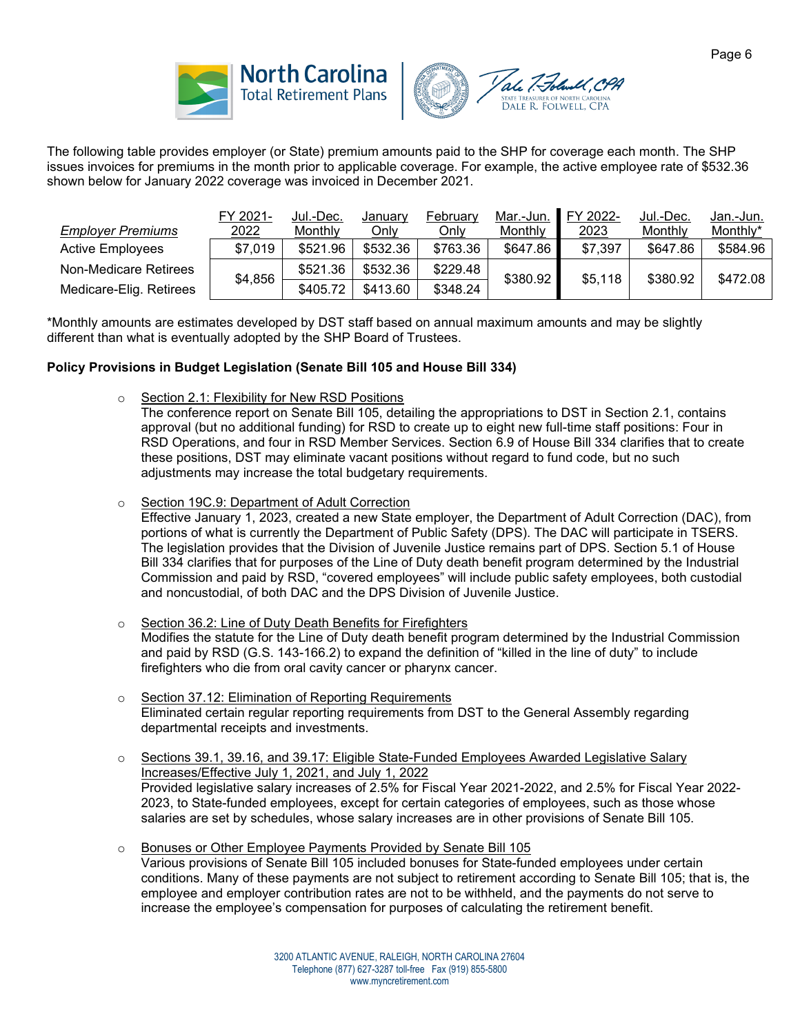The following table provides employer (or State) premium amounts paid to the SHP for coverage each month. The SHP issues invoices for premiums in the month prior to applicable coverage. For example, the active employee rate of $532.36 shown below for January 2022 coverage was invoiced in December 2021.

| *Employer Premiums* | FY 2021-2022 | Jul.-Dec. Monthly | January Only | February Only | Mar.-Jun. Monthly | FY 2022-2023 | Jul.-Dec. Monthly | Jan.-Jun. Monthly* |
|---|---|---|---|---|---|---|---|---|
| Active Employees | $7,019 | $521.96 | $532.36 | $763.36 | $647.86 | $7,397 | $647.86 | $584.96 |
| Non-Medicare Retirees | $4,856 | $521.36 | $532.36 | $229.48 | $380.92 | $5,118 | $380.92 | $472.08 |
| Medicare-Elig. Retirees | | $405.72 | $413.60 | $348.24 | | | | |

*Monthly amounts are estimates developed by DST staff based on annual maximum amounts and may be slightly different than what is eventually adopted by the SHP Board of Trustees.

**Policy Provisions in Budget Legislation (Senate Bill 105 and House Bill 334)**

- Section 2.1: Flexibility for New RSD Positions
  The conference report on Senate Bill 105, detailing the appropriations to DST in Section 2.1, contains approval (but no additional funding) for RSD to create up to eight new full-time staff positions: Four in RSD Operations, and four in RSD Member Services. Section 6.9 of House Bill 334 clarifies that to create these positions, DST may eliminate vacant positions without regard to fund code, but no such adjustments may increase the total budgetary requirements.

- Section 19C.9: Department of Adult Correction
  Effective January 1, 2023, created a new State employer, the Department of Adult Correction (DAC), from portions of what is currently the Department of Public Safety (DPS). The DAC will participate in TSERS. The legislation provides that the Division of Juvenile Justice remains part of DPS. Section 5.1 of House Bill 334 clarifies that for purposes of the Line of Duty death benefit program determined by the Industrial Commission and paid by RSD, "covered employees" will include public safety employees, both custodial and noncustodial, of both DAC and the DPS Division of Juvenile Justice.

- Section 36.2: Line of Duty Death Benefits for Firefighters
  Modifies the statute for the Line of Duty death benefit program determined by the Industrial Commission and paid by RSD (G.S. 143-166.2) to expand the definition of "killed in the line of duty" to include firefighters who die from oral cavity cancer or pharynx cancer.

- Section 37.12: Elimination of Reporting Requirements
  Eliminated certain regular reporting requirements from DST to the General Assembly regarding departmental receipts and investments.

- Sections 39.1, 39.16, and 39.17: Eligible State-Funded Employees Awarded Legislative Salary Increases/Effective July 1, 2021, and July 1, 2022
  Provided legislative salary increases of 2.5% for Fiscal Year 2021-2022, and 2.5% for Fiscal Year 2022-2023, to State-funded employees, except for certain categories of employees, such as those whose salaries are set by schedules, whose salary increases are in other provisions of Senate Bill 105.

- Bonuses or Other Employee Payments Provided by Senate Bill 105
  Various provisions of Senate Bill 105 included bonuses for State-funded employees under certain conditions. Many of these payments are not subject to retirement according to Senate Bill 105; that is, the employee and employer contribution rates are not to be withheld, and the payments do not serve to increase the employee's compensation for purposes of calculating the retirement benefit.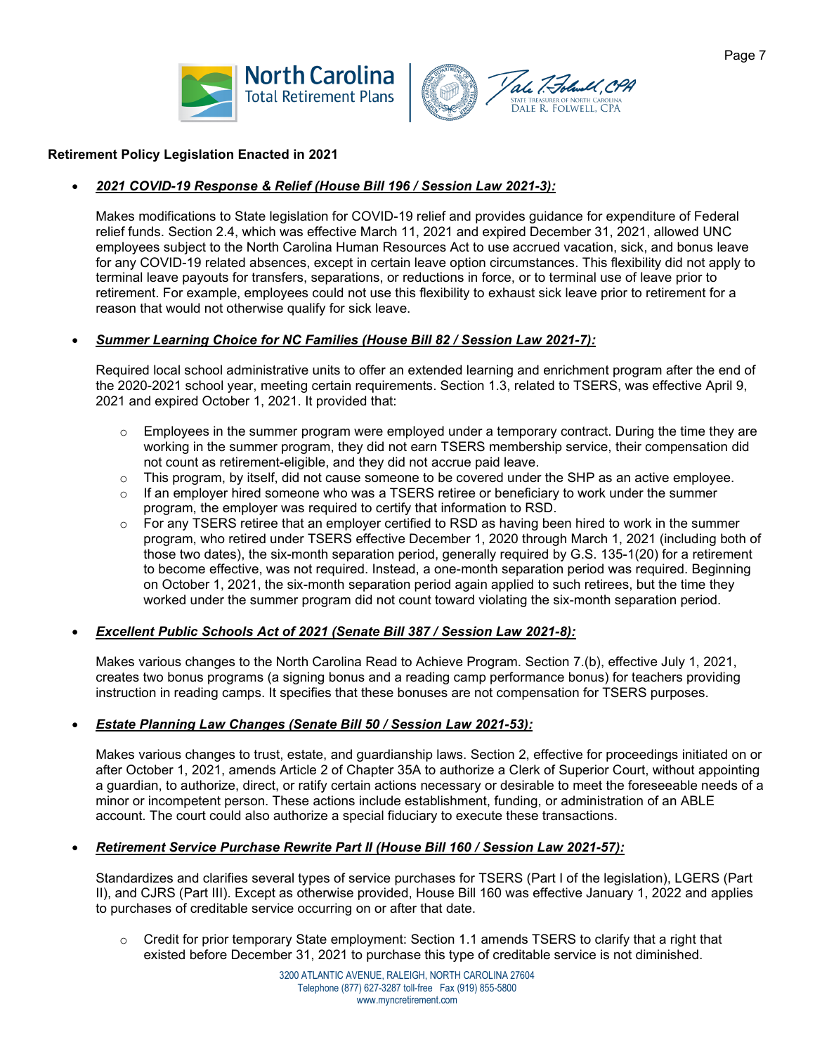**Retirement Policy Legislation Enacted in 2021**

- ***2021 COVID-19 Response & Relief (House Bill 196 / Session Law 2021-3):***

  Makes modifications to State legislation for COVID-19 relief and provides guidance for expenditure of Federal relief funds. Section 2.4, which was effective March 11, 2021 and expired December 31, 2021, allowed UNC employees subject to the North Carolina Human Resources Act to use accrued vacation, sick, and bonus leave for any COVID-19 related absences, except in certain leave option circumstances. This flexibility did not apply to terminal leave payouts for transfers, separations, or reductions in force, or to terminal use of leave prior to retirement. For example, employees could not use this flexibility to exhaust sick leave prior to retirement for a reason that would not otherwise qualify for sick leave.

- ***Summer Learning Choice for NC Families (House Bill 82 / Session Law 2021-7):***

  Required local school administrative units to offer an extended learning and enrichment program after the end of the 2020-2021 school year, meeting certain requirements. Section 1.3, related to TSERS, was effective April 9, 2021 and expired October 1, 2021. It provided that:

  - Employees in the summer program were employed under a temporary contract. During the time they are working in the summer program, they did not earn TSERS membership service, their compensation did not count as retirement-eligible, and they did not accrue paid leave.
  - This program, by itself, did not cause someone to be covered under the SHP as an active employee.
  - If an employer hired someone who was a TSERS retiree or beneficiary to work under the summer program, the employer was required to certify that information to RSD.
  - For any TSERS retiree that an employer certified to RSD as having been hired to work in the summer program, who retired under TSERS effective December 1, 2020 through March 1, 2021 (including both of those two dates), the six-month separation period, generally required by G.S. 135-1(20) for a retirement to become effective, was not required. Instead, a one-month separation period was required. Beginning on October 1, 2021, the six-month separation period again applied to such retirees, but the time they worked under the summer program did not count toward violating the six-month separation period.

- ***Excellent Public Schools Act of 2021 (Senate Bill 387 / Session Law 2021-8):***

  Makes various changes to the North Carolina Read to Achieve Program. Section 7.(b), effective July 1, 2021, creates two bonus programs (a signing bonus and a reading camp performance bonus) for teachers providing instruction in reading camps. It specifies that these bonuses are not compensation for TSERS purposes.

- ***Estate Planning Law Changes (Senate Bill 50 / Session Law 2021-53):***

  Makes various changes to trust, estate, and guardianship laws. Section 2, effective for proceedings initiated on or after October 1, 2021, amends Article 2 of Chapter 35A to authorize a Clerk of Superior Court, without appointing a guardian, to authorize, direct, or ratify certain actions necessary or desirable to meet the foreseeable needs of a minor or incompetent person. These actions include establishment, funding, or administration of an ABLE account. The court could also authorize a special fiduciary to execute these transactions.

- ***Retirement Service Purchase Rewrite Part II (House Bill 160 / Session Law 2021-57):***

  Standardizes and clarifies several types of service purchases for TSERS (Part I of the legislation), LGERS (Part II), and CJRS (Part III). Except as otherwise provided, House Bill 160 was effective January 1, 2022 and applies to purchases of creditable service occurring on or after that date.

  - Credit for prior temporary State employment: Section 1.1 amends TSERS to clarify that a right that existed before December 31, 2021 to purchase this type of creditable service is not diminished.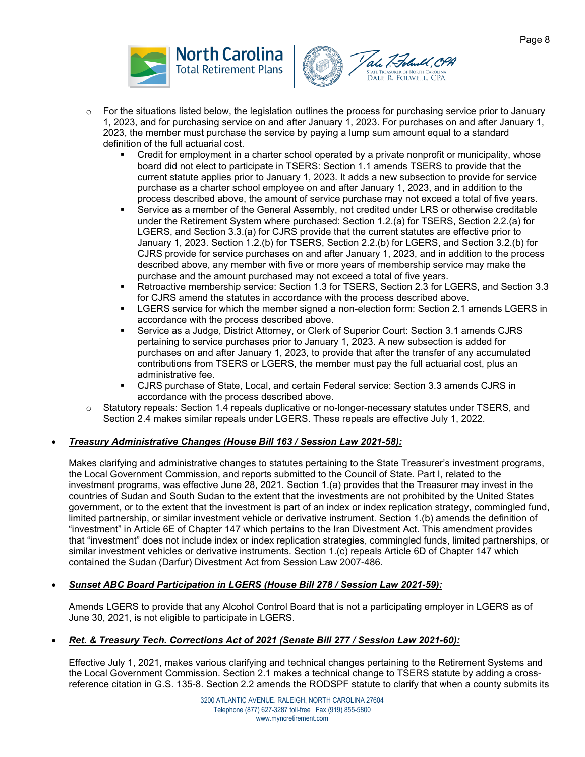- For the situations listed below, the legislation outlines the process for purchasing service prior to January 1, 2023, and for purchasing service on and after January 1, 2023. For purchases on and after January 1, 2023, the member must purchase the service by paying a lump sum amount equal to a standard definition of the full actuarial cost.
  - Credit for employment in a charter school operated by a private nonprofit or municipality, whose board did not elect to participate in TSERS: Section 1.1 amends TSERS to provide that the current statute applies prior to January 1, 2023. It adds a new subsection to provide for service purchase as a charter school employee on and after January 1, 2023, and in addition to the process described above, the amount of service purchase may not exceed a total of five years.
  - Service as a member of the General Assembly, not credited under LRS or otherwise creditable under the Retirement System where purchased: Section 1.2.(a) for TSERS, Section 2.2.(a) for LGERS, and Section 3.3.(a) for CJRS provide that the current statutes are effective prior to January 1, 2023. Section 1.2.(b) for TSERS, Section 2.2.(b) for LGERS, and Section 3.2.(b) for CJRS provide for service purchases on and after January 1, 2023, and in addition to the process described above, any member with five or more years of membership service may make the purchase and the amount purchased may not exceed a total of five years.
  - Retroactive membership service: Section 1.3 for TSERS, Section 2.3 for LGERS, and Section 3.3 for CJRS amend the statutes in accordance with the process described above.
  - LGERS service for which the member signed a non-election form: Section 2.1 amends LGERS in accordance with the process described above.
  - Service as a Judge, District Attorney, or Clerk of Superior Court: Section 3.1 amends CJRS pertaining to service purchases prior to January 1, 2023. A new subsection is added for purchases on and after January 1, 2023, to provide that after the transfer of any accumulated contributions from TSERS or LGERS, the member must pay the full actuarial cost, plus an administrative fee.
  - CJRS purchase of State, Local, and certain Federal service: Section 3.3 amends CJRS in accordance with the process described above.
- Statutory repeals: Section 1.4 repeals duplicative or no-longer-necessary statutes under TSERS, and Section 2.4 makes similar repeals under LGERS. These repeals are effective July 1, 2022.

- ***Treasury Administrative Changes (House Bill 163 / Session Law 2021-58):***

  Makes clarifying and administrative changes to statutes pertaining to the State Treasurer's investment programs, the Local Government Commission, and reports submitted to the Council of State. Part I, related to the investment programs, was effective June 28, 2021. Section 1.(a) provides that the Treasurer may invest in the countries of Sudan and South Sudan to the extent that the investments are not prohibited by the United States government, or to the extent that the investment is part of an index or index replication strategy, commingled fund, limited partnership, or similar investment vehicle or derivative instrument. Section 1.(b) amends the definition of "investment" in Article 6E of Chapter 147 which pertains to the Iran Divestment Act. This amendment provides that "investment" does not include index or index replication strategies, commingled funds, limited partnerships, or similar investment vehicles or derivative instruments. Section 1.(c) repeals Article 6D of Chapter 147 which contained the Sudan (Darfur) Divestment Act from Session Law 2007-486.

- ***Sunset ABC Board Participation in LGERS (House Bill 278 / Session Law 2021-59):***

  Amends LGERS to provide that any Alcohol Control Board that is not a participating employer in LGERS as of June 30, 2021, is not eligible to participate in LGERS.

- ***Ret. & Treasury Tech. Corrections Act of 2021 (Senate Bill 277 / Session Law 2021-60):***

  Effective July 1, 2021, makes various clarifying and technical changes pertaining to the Retirement Systems and the Local Government Commission. Section 2.1 makes a technical change to TSERS statute by adding a cross-reference citation in G.S. 135-8. Section 2.2 amends the RODSPF statute to clarify that when a county submits its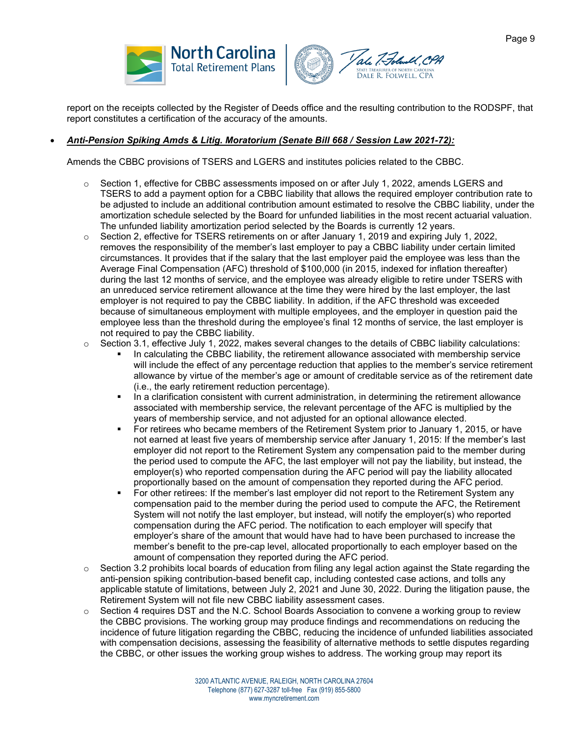report on the receipts collected by the Register of Deeds office and the resulting contribution to the RODSPF, that report constitutes a certification of the accuracy of the amounts.

- ***Anti-Pension Spiking Amds & Litig. Moratorium (Senate Bill 668 / Session Law 2021-72):***

  Amends the CBBC provisions of TSERS and LGERS and institutes policies related to the CBBC.

  - Section 1, effective for CBBC assessments imposed on or after July 1, 2022, amends LGERS and TSERS to add a payment option for a CBBC liability that allows the required employer contribution rate to be adjusted to include an additional contribution amount estimated to resolve the CBBC liability, under the amortization schedule selected by the Board for unfunded liabilities in the most recent actuarial valuation. The unfunded liability amortization period selected by the Boards is currently 12 years.
  - Section 2, effective for TSERS retirements on or after January 1, 2019 and expiring July 1, 2022, removes the responsibility of the member's last employer to pay a CBBC liability under certain limited circumstances. It provides that if the salary that the last employer paid the employee was less than the Average Final Compensation (AFC) threshold of $100,000 (in 2015, indexed for inflation thereafter) during the last 12 months of service, and the employee was already eligible to retire under TSERS with an unreduced service retirement allowance at the time they were hired by the last employer, the last employer is not required to pay the CBBC liability. In addition, if the AFC threshold was exceeded because of simultaneous employment with multiple employees, and the employer in question paid the employee less than the threshold during the employee's final 12 months of service, the last employer is not required to pay the CBBC liability.
  - Section 3.1, effective July 1, 2022, makes several changes to the details of CBBC liability calculations:
    - In calculating the CBBC liability, the retirement allowance associated with membership service will include the effect of any percentage reduction that applies to the member's service retirement allowance by virtue of the member's age or amount of creditable service as of the retirement date (i.e., the early retirement reduction percentage).
    - In a clarification consistent with current administration, in determining the retirement allowance associated with membership service, the relevant percentage of the AFC is multiplied by the years of membership service, and not adjusted for an optional allowance elected.
    - For retirees who became members of the Retirement System prior to January 1, 2015, or have not earned at least five years of membership service after January 1, 2015: If the member's last employer did not report to the Retirement System any compensation paid to the member during the period used to compute the AFC, the last employer will not pay the liability, but instead, the employer(s) who reported compensation during the AFC period will pay the liability allocated proportionally based on the amount of compensation they reported during the AFC period.
    - For other retirees: If the member's last employer did not report to the Retirement System any compensation paid to the member during the period used to compute the AFC, the Retirement System will not notify the last employer, but instead, will notify the employer(s) who reported compensation during the AFC period. The notification to each employer will specify that employer's share of the amount that would have had to have been purchased to increase the member's benefit to the pre-cap level, allocated proportionally to each employer based on the amount of compensation they reported during the AFC period.
  - Section 3.2 prohibits local boards of education from filing any legal action against the State regarding the anti-pension spiking contribution-based benefit cap, including contested case actions, and tolls any applicable statute of limitations, between July 2, 2021 and June 30, 2022. During the litigation pause, the Retirement System will not file new CBBC liability assessment cases.
  - Section 4 requires DST and the N.C. School Boards Association to convene a working group to review the CBBC provisions. The working group may produce findings and recommendations on reducing the incidence of future litigation regarding the CBBC, reducing the incidence of unfunded liabilities associated with compensation decisions, assessing the feasibility of alternative methods to settle disputes regarding the CBBC, or other issues the working group wishes to address. The working group may report its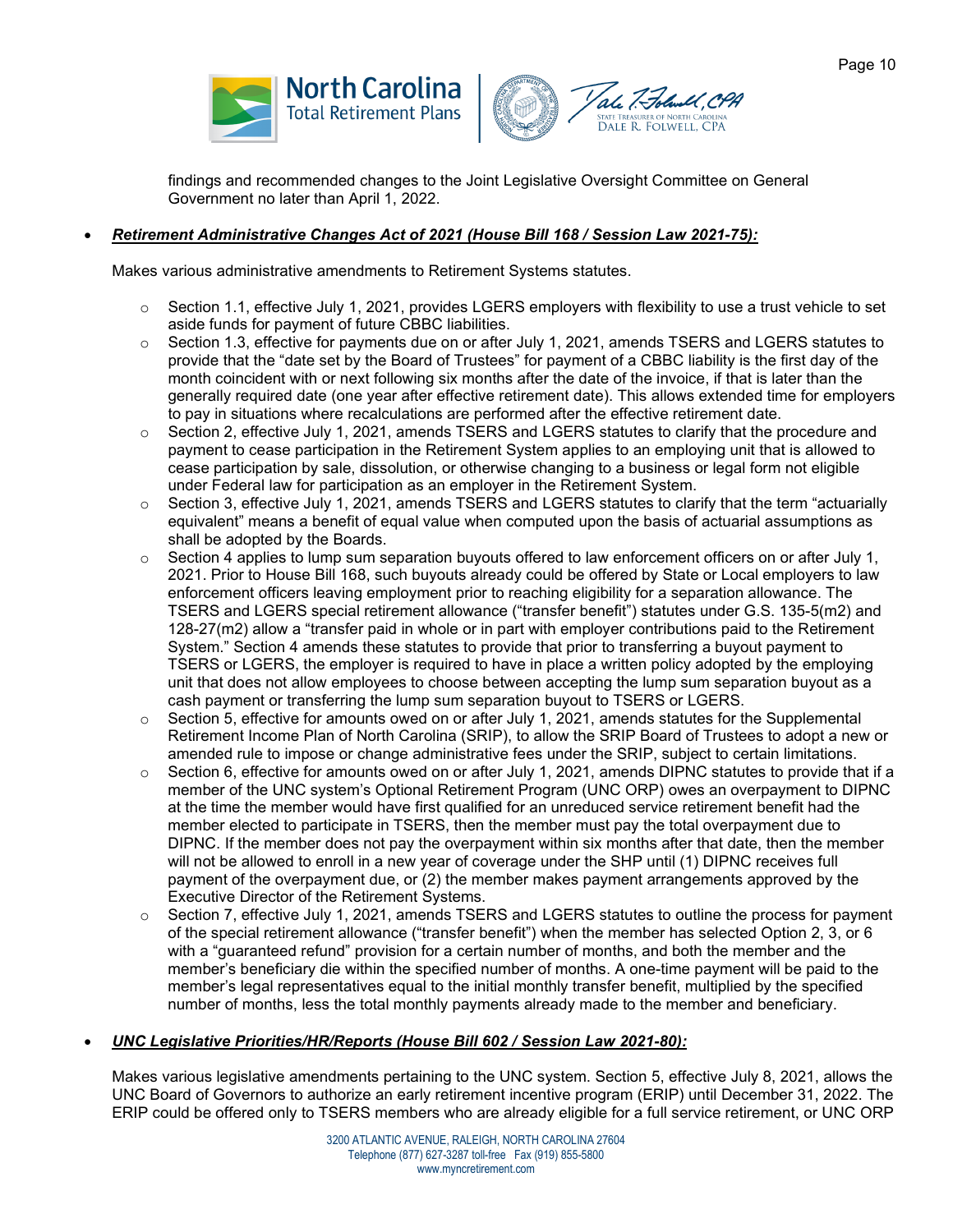findings and recommended changes to the Joint Legislative Oversight Committee on General Government no later than April 1, 2022.

- ***Retirement Administrative Changes Act of 2021 (House Bill 168 / Session Law 2021-75):***

  Makes various administrative amendments to Retirement Systems statutes.

  - Section 1.1, effective July 1, 2021, provides LGERS employers with flexibility to use a trust vehicle to set aside funds for payment of future CBBC liabilities.
  - Section 1.3, effective for payments due on or after July 1, 2021, amends TSERS and LGERS statutes to provide that the "date set by the Board of Trustees" for payment of a CBBC liability is the first day of the month coincident with or next following six months after the date of the invoice, if that is later than the generally required date (one year after effective retirement date). This allows extended time for employers to pay in situations where recalculations are performed after the effective retirement date.
  - Section 2, effective July 1, 2021, amends TSERS and LGERS statutes to clarify that the procedure and payment to cease participation in the Retirement System applies to an employing unit that is allowed to cease participation by sale, dissolution, or otherwise changing to a business or legal form not eligible under Federal law for participation as an employer in the Retirement System.
  - Section 3, effective July 1, 2021, amends TSERS and LGERS statutes to clarify that the term "actuarially equivalent" means a benefit of equal value when computed upon the basis of actuarial assumptions as shall be adopted by the Boards.
  - Section 4 applies to lump sum separation buyouts offered to law enforcement officers on or after July 1, 2021. Prior to House Bill 168, such buyouts already could be offered by State or Local employers to law enforcement officers leaving employment prior to reaching eligibility for a separation allowance. The TSERS and LGERS special retirement allowance ("transfer benefit") statutes under G.S. 135-5(m2) and 128-27(m2) allow a "transfer paid in whole or in part with employer contributions paid to the Retirement System." Section 4 amends these statutes to provide that prior to transferring a buyout payment to TSERS or LGERS, the employer is required to have in place a written policy adopted by the employing unit that does not allow employees to choose between accepting the lump sum separation buyout as a cash payment or transferring the lump sum separation buyout to TSERS or LGERS.
  - Section 5, effective for amounts owed on or after July 1, 2021, amends statutes for the Supplemental Retirement Income Plan of North Carolina (SRIP), to allow the SRIP Board of Trustees to adopt a new or amended rule to impose or change administrative fees under the SRIP, subject to certain limitations.
  - Section 6, effective for amounts owed on or after July 1, 2021, amends DIPNC statutes to provide that if a member of the UNC system's Optional Retirement Program (UNC ORP) owes an overpayment to DIPNC at the time the member would have first qualified for an unreduced service retirement benefit had the member elected to participate in TSERS, then the member must pay the total overpayment due to DIPNC. If the member does not pay the overpayment within six months after that date, then the member will not be allowed to enroll in a new year of coverage under the SHP until (1) DIPNC receives full payment of the overpayment due, or (2) the member makes payment arrangements approved by the Executive Director of the Retirement Systems.
  - Section 7, effective July 1, 2021, amends TSERS and LGERS statutes to outline the process for payment of the special retirement allowance ("transfer benefit") when the member has selected Option 2, 3, or 6 with a "guaranteed refund" provision for a certain number of months, and both the member and the member's beneficiary die within the specified number of months. A one-time payment will be paid to the member's legal representatives equal to the initial monthly transfer benefit, multiplied by the specified number of months, less the total monthly payments already made to the member and beneficiary.

- ***UNC Legislative Priorities/HR/Reports (House Bill 602 / Session Law 2021-80):***

  Makes various legislative amendments pertaining to the UNC system. Section 5, effective July 8, 2021, allows the UNC Board of Governors to authorize an early retirement incentive program (ERIP) until December 31, 2022. The ERIP could be offered only to TSERS members who are already eligible for a full service retirement, or UNC ORP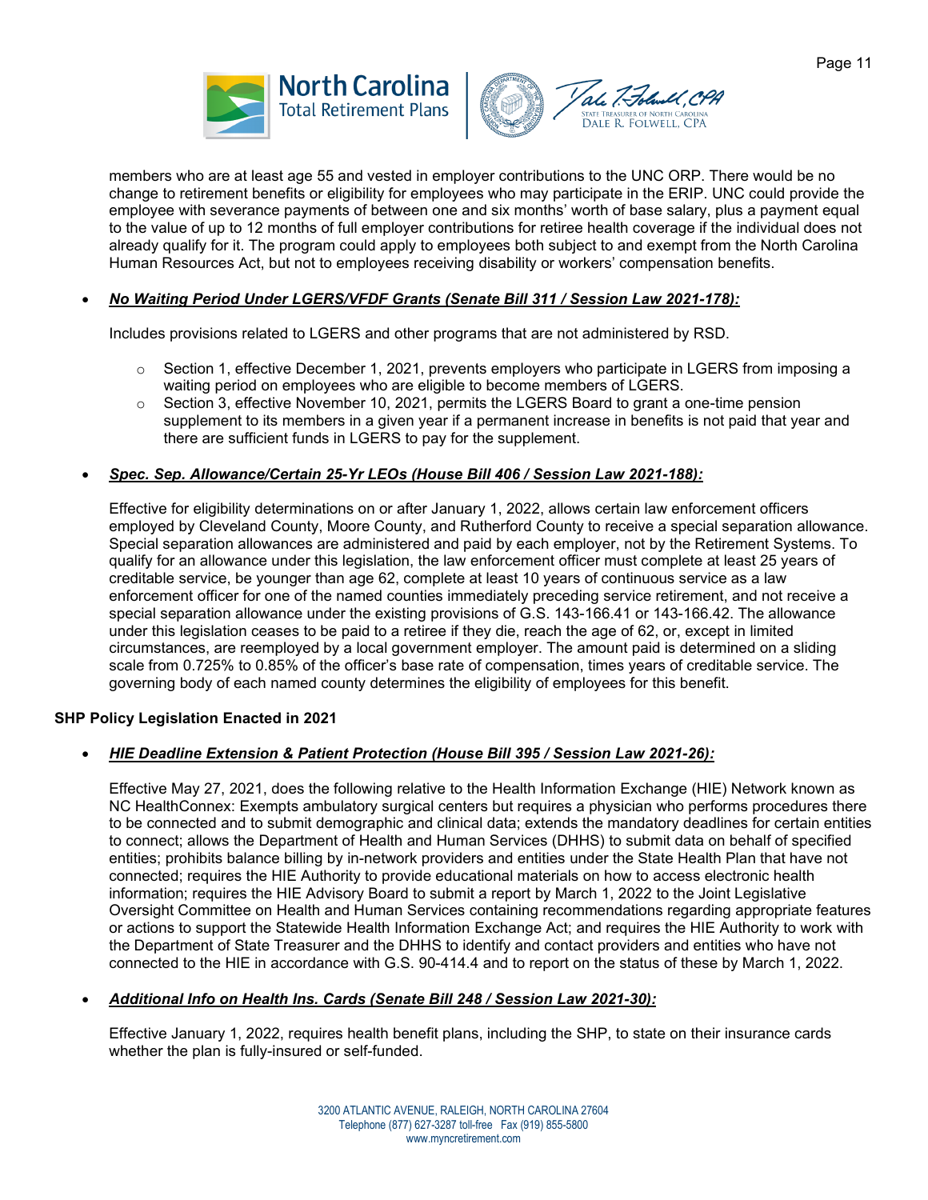members who are at least age 55 and vested in employer contributions to the UNC ORP. There would be no change to retirement benefits or eligibility for employees who may participate in the ERIP. UNC could provide the employee with severance payments of between one and six months' worth of base salary, plus a payment equal to the value of up to 12 months of full employer contributions for retiree health coverage if the individual does not already qualify for it. The program could apply to employees both subject to and exempt from the North Carolina Human Resources Act, but not to employees receiving disability or workers' compensation benefits.

- ***No Waiting Period Under LGERS/VFDF Grants (Senate Bill 311 / Session Law 2021-178):***

  Includes provisions related to LGERS and other programs that are not administered by RSD.

  - Section 1, effective December 1, 2021, prevents employers who participate in LGERS from imposing a waiting period on employees who are eligible to become members of LGERS.
  - Section 3, effective November 10, 2021, permits the LGERS Board to grant a one-time pension supplement to its members in a given year if a permanent increase in benefits is not paid that year and there are sufficient funds in LGERS to pay for the supplement.

- ***Spec. Sep. Allowance/Certain 25-Yr LEOs (House Bill 406 / Session Law 2021-188):***

  Effective for eligibility determinations on or after January 1, 2022, allows certain law enforcement officers employed by Cleveland County, Moore County, and Rutherford County to receive a special separation allowance. Special separation allowances are administered and paid by each employer, not by the Retirement Systems. To qualify for an allowance under this legislation, the law enforcement officer must complete at least 25 years of creditable service, be younger than age 62, complete at least 10 years of continuous service as a law enforcement officer for one of the named counties immediately preceding service retirement, and not receive a special separation allowance under the existing provisions of G.S. 143-166.41 or 143-166.42. The allowance under this legislation ceases to be paid to a retiree if they die, reach the age of 62, or, except in limited circumstances, are reemployed by a local government employer. The amount paid is determined on a sliding scale from 0.725% to 0.85% of the officer's base rate of compensation, times years of creditable service. The governing body of each named county determines the eligibility of employees for this benefit.

**SHP Policy Legislation Enacted in 2021**

- ***HIE Deadline Extension & Patient Protection (House Bill 395 / Session Law 2021-26):***

  Effective May 27, 2021, does the following relative to the Health Information Exchange (HIE) Network known as NC HealthConnex: Exempts ambulatory surgical centers but requires a physician who performs procedures there to be connected and to submit demographic and clinical data; extends the mandatory deadlines for certain entities to connect; allows the Department of Health and Human Services (DHHS) to submit data on behalf of specified entities; prohibits balance billing by in-network providers and entities under the State Health Plan that have not connected; requires the HIE Authority to provide educational materials on how to access electronic health information; requires the HIE Advisory Board to submit a report by March 1, 2022 to the Joint Legislative Oversight Committee on Health and Human Services containing recommendations regarding appropriate features or actions to support the Statewide Health Information Exchange Act; and requires the HIE Authority to work with the Department of State Treasurer and the DHHS to identify and contact providers and entities who have not connected to the HIE in accordance with G.S. 90-414.4 and to report on the status of these by March 1, 2022.

- ***Additional Info on Health Ins. Cards (Senate Bill 248 / Session Law 2021-30):***

  Effective January 1, 2022, requires health benefit plans, including the SHP, to state on their insurance cards whether the plan is fully-insured or self-funded.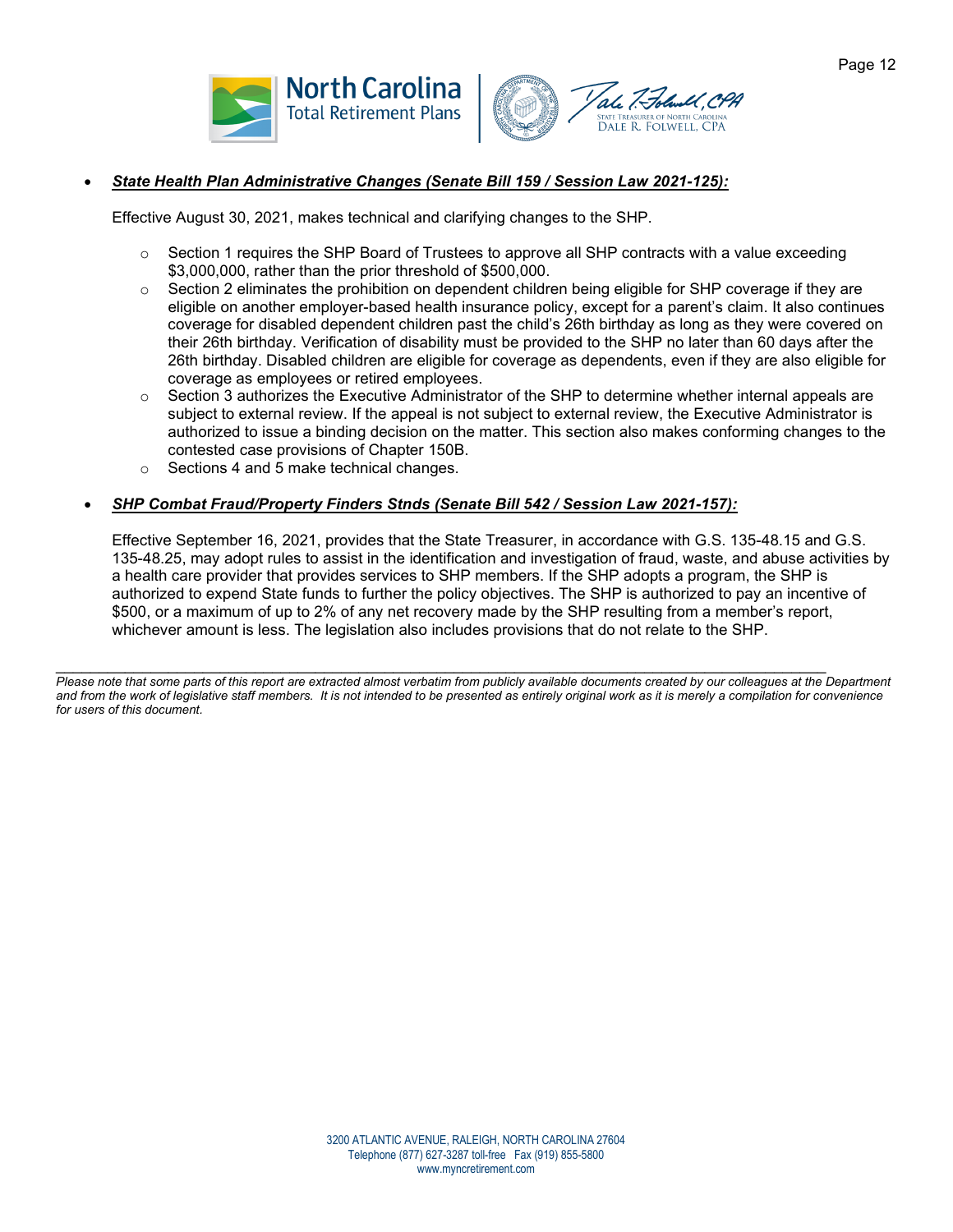- ***State Health Plan Administrative Changes (Senate Bill 159 / Session Law 2021-125):***

  Effective August 30, 2021, makes technical and clarifying changes to the SHP.

  - Section 1 requires the SHP Board of Trustees to approve all SHP contracts with a value exceeding $3,000,000, rather than the prior threshold of $500,000.
  - Section 2 eliminates the prohibition on dependent children being eligible for SHP coverage if they are eligible on another employer-based health insurance policy, except for a parent's claim. It also continues coverage for disabled dependent children past the child's 26th birthday as long as they were covered on their 26th birthday. Verification of disability must be provided to the SHP no later than 60 days after the 26th birthday. Disabled children are eligible for coverage as dependents, even if they are also eligible for coverage as employees or retired employees.
  - Section 3 authorizes the Executive Administrator of the SHP to determine whether internal appeals are subject to external review. If the appeal is not subject to external review, the Executive Administrator is authorized to issue a binding decision on the matter. This section also makes conforming changes to the contested case provisions of Chapter 150B.
  - Sections 4 and 5 make technical changes.

- ***SHP Combat Fraud/Property Finders Stnds (Senate Bill 542 / Session Law 2021-157):***

  Effective September 16, 2021, provides that the State Treasurer, in accordance with G.S. 135-48.15 and G.S. 135-48.25, may adopt rules to assist in the identification and investigation of fraud, waste, and abuse activities by a health care provider that provides services to SHP members. If the SHP adopts a program, the SHP is authorized to expend State funds to further the policy objectives. The SHP is authorized to pay an incentive of $500, or a maximum of up to 2% of any net recovery made by the SHP resulting from a member's report, whichever amount is less. The legislation also includes provisions that do not relate to the SHP.

---

*Please note that some parts of this report are extracted almost verbatim from publicly available documents created by our colleagues at the Department and from the work of legislative staff members. It is not intended to be presented as entirely original work as it is merely a compilation for convenience for users of this document.*